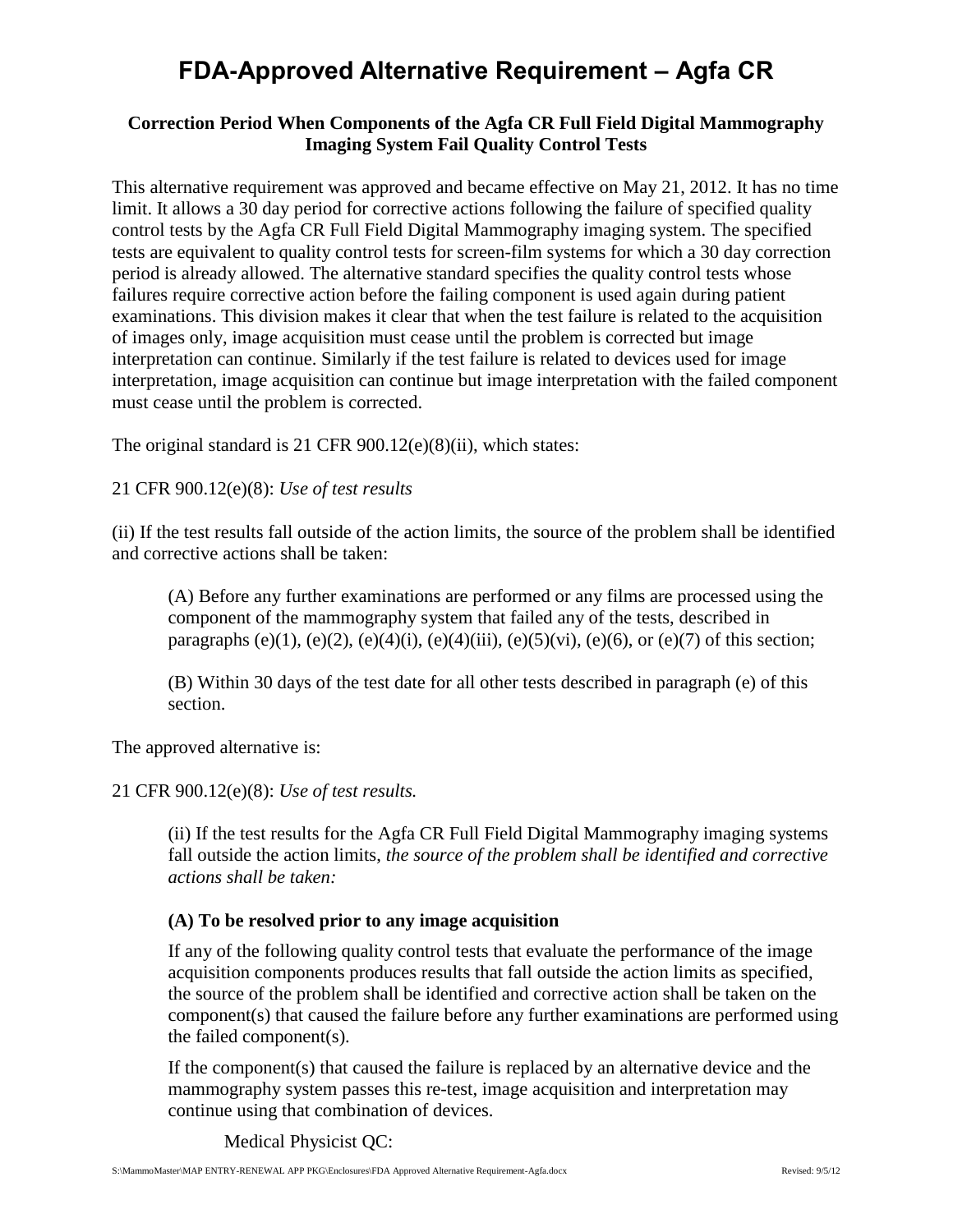# FDA-Approved Alternative Requirement – Agfa CR

**Correction Period When Components of the Agfa CR Full Field Digital Mammography Imaging System Fail Quality Control Tests**

This alternative requirement was approved and became effective on May 21, 2012. It has no time limit. It allows a 30 day period for corrective actions following the failure of specified quality control tests by the Agfa CR Full Field Digital Mammography imaging system. The specified tests are equivalent to quality control tests for screen-film systems for which a 30 day correction period is already allowed. The alternative standard specifies the quality control tests whose failures require corrective action before the failing component is used again during patient examinations. This division makes it clear that when the test failure is related to the acquisition of images only, image acquisition must cease until the problem is corrected but image interpretation can continue. Similarly if the test failure is related to devices used for image interpretation, image acquisition can continue but image interpretation with the failed component must cease until the problem is corrected.

The original standard is 21 CFR 900.12(e)(8)(ii), which states:

21 CFR 900.12(e)(8): *Use of test results*

(ii) If the test results fall outside of the action limits, the source of the problem shall be identified and corrective actions shall be taken:

> (A) Before any further examinations are performed or any films are processed using the component of the mammography system that failed any of the tests, described in paragraphs (e)(1), (e)(2), (e)(4)(i), (e)(4)(iii), (e)(5)(vi), (e)(6), or (e)(7) of this section;
>
> (B) Within 30 days of the test date for all other tests described in paragraph (e) of this section.

The approved alternative is:

21 CFR 900.12(e)(8): *Use of test results.*

> (ii) If the test results for the Agfa CR Full Field Digital Mammography imaging systems fall outside the action limits, *the source of the problem shall be identified and corrective actions shall be taken:*
>
> **(A) To be resolved prior to any image acquisition**
>
> If any of the following quality control tests that evaluate the performance of the image acquisition components produces results that fall outside the action limits as specified, the source of the problem shall be identified and corrective action shall be taken on the component(s) that caused the failure before any further examinations are performed using the failed component(s).
>
> If the component(s) that caused the failure is replaced by an alternative device and the mammography system passes this re-test, image acquisition and interpretation may continue using that combination of devices.
>
> Medical Physicist QC: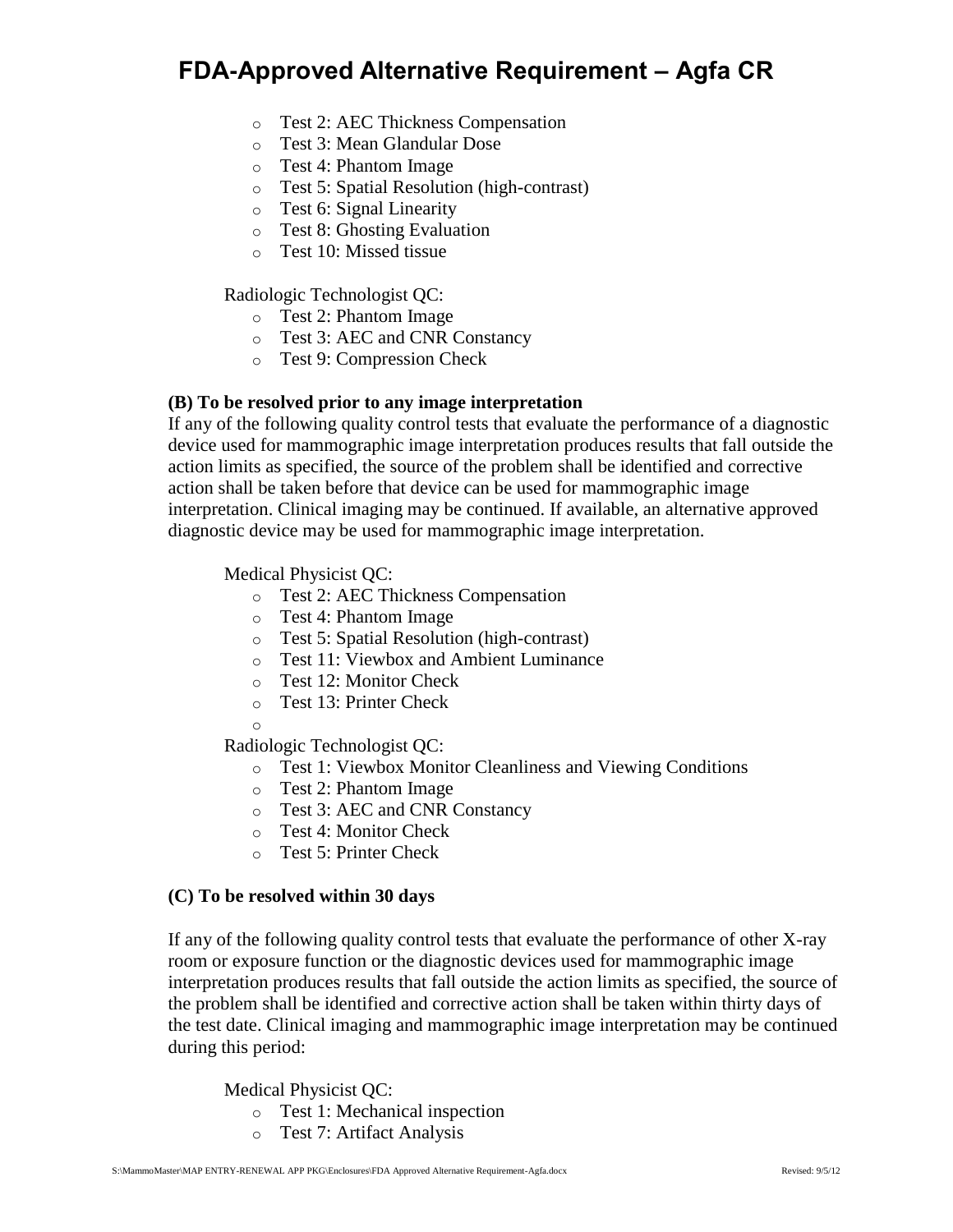# FDA-Approved Alternative Requirement – Agfa CR

- Test 2: AEC Thickness Compensation
- Test 3: Mean Glandular Dose
- Test 4: Phantom Image
- Test 5: Spatial Resolution (high-contrast)
- Test 6: Signal Linearity
- Test 8: Ghosting Evaluation
- Test 10: Missed tissue

Radiologic Technologist QC:

- Test 2: Phantom Image
- Test 3: AEC and CNR Constancy
- Test 9: Compression Check

**(B) To be resolved prior to any image interpretation**

If any of the following quality control tests that evaluate the performance of a diagnostic device used for mammographic image interpretation produces results that fall outside the action limits as specified, the source of the problem shall be identified and corrective action shall be taken before that device can be used for mammographic image interpretation. Clinical imaging may be continued. If available, an alternative approved diagnostic device may be used for mammographic image interpretation.

Medical Physicist QC:

- Test 2: AEC Thickness Compensation
- Test 4: Phantom Image
- Test 5: Spatial Resolution (high-contrast)
- Test 11: Viewbox and Ambient Luminance
- Test 12: Monitor Check
- Test 13: Printer Check

Radiologic Technologist QC:

- Test 1: Viewbox Monitor Cleanliness and Viewing Conditions
- Test 2: Phantom Image
- Test 3: AEC and CNR Constancy
- Test 4: Monitor Check
- Test 5: Printer Check

**(C) To be resolved within 30 days**

If any of the following quality control tests that evaluate the performance of other X-ray room or exposure function or the diagnostic devices used for mammographic image interpretation produces results that fall outside the action limits as specified, the source of the problem shall be identified and corrective action shall be taken within thirty days of the test date. Clinical imaging and mammographic image interpretation may be continued during this period:

Medical Physicist QC:

- Test 1: Mechanical inspection
- Test 7: Artifact Analysis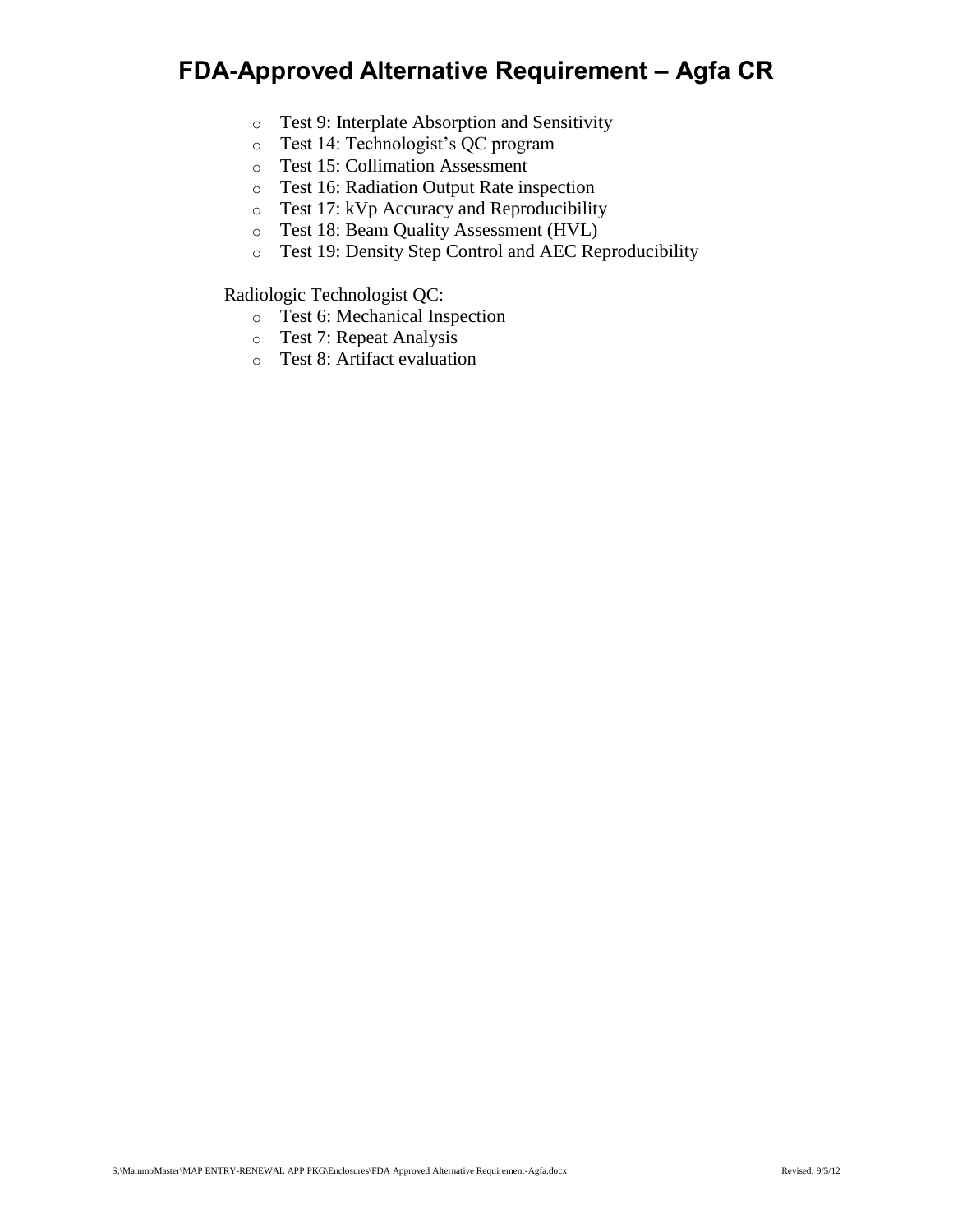- Test 9: Interplate Absorption and Sensitivity
- Test 14: Technologist's QC program
- Test 15: Collimation Assessment
- Test 16: Radiation Output Rate inspection
- Test 17: kVp Accuracy and Reproducibility
- Test 18: Beam Quality Assessment (HVL)
- Test 19: Density Step Control and AEC Reproducibility

Radiologic Technologist QC:

- Test 6: Mechanical Inspection
- Test 7: Repeat Analysis
- Test 8: Artifact evaluation